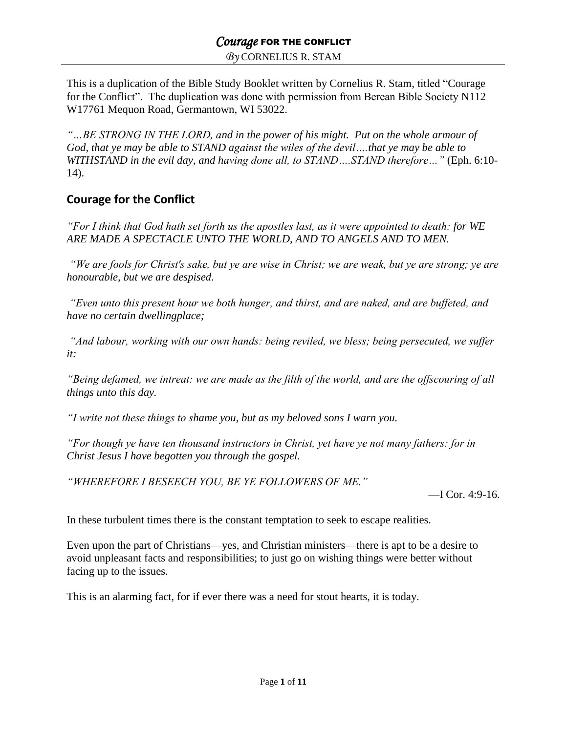# *Courage* FOR THE CONFLICT

*By* CORNELIUS R. STAM

This is a duplication of the Bible Study Booklet written by Cornelius R. Stam, titled "Courage for the Conflict". The duplication was done with permission from Berean Bible Society N112 W17761 Mequon Road, Germantown, WI 53022.

*"…BE STRONG IN THE LORD, and in the power of his might. Put on the whole armour of God, that ye may be able to STAND against the wiles of the devil….that ye may be able to WITHSTAND in the evil day, and having done all, to STAND….STAND therefore…"* (Eph. 6:10-14).

## Courage for the Conflict

*"For I think that God hath set forth us the apostles last, as it were appointed to death: for WE ARE MADE A SPECTACLE UNTO THE WORLD, AND TO ANGELS AND TO MEN.*

*"We are fools for Christ's sake, but ye are wise in Christ; we are weak, but ye are strong; ye are honourable, but we are despised.*

*"Even unto this present hour we both hunger, and thirst, and are naked, and are buffeted, and have no certain dwellingplace;*

*"And labour, working with our own hands: being reviled, we bless; being persecuted, we suffer it:*

*"Being defamed, we intreat: we are made as the filth of the world, and are the offscouring of all things unto this day.*

*"I write not these things to shame you, but as my beloved sons I warn you.*

*"For though ye have ten thousand instructors in Christ, yet have ye not many fathers: for in Christ Jesus I have begotten you through the gospel.*

*"WHEREFORE I BESEECH YOU, BE YE FOLLOWERS OF ME."*

—I Cor. 4:9-16.

In these turbulent times there is the constant temptation to seek to escape realities.

Even upon the part of Christians—yes, and Christian ministers—there is apt to be a desire to avoid unpleasant facts and responsibilities; to just go on wishing things were better without facing up to the issues.

This is an alarming fact, for if ever there was a need for stout hearts, it is today.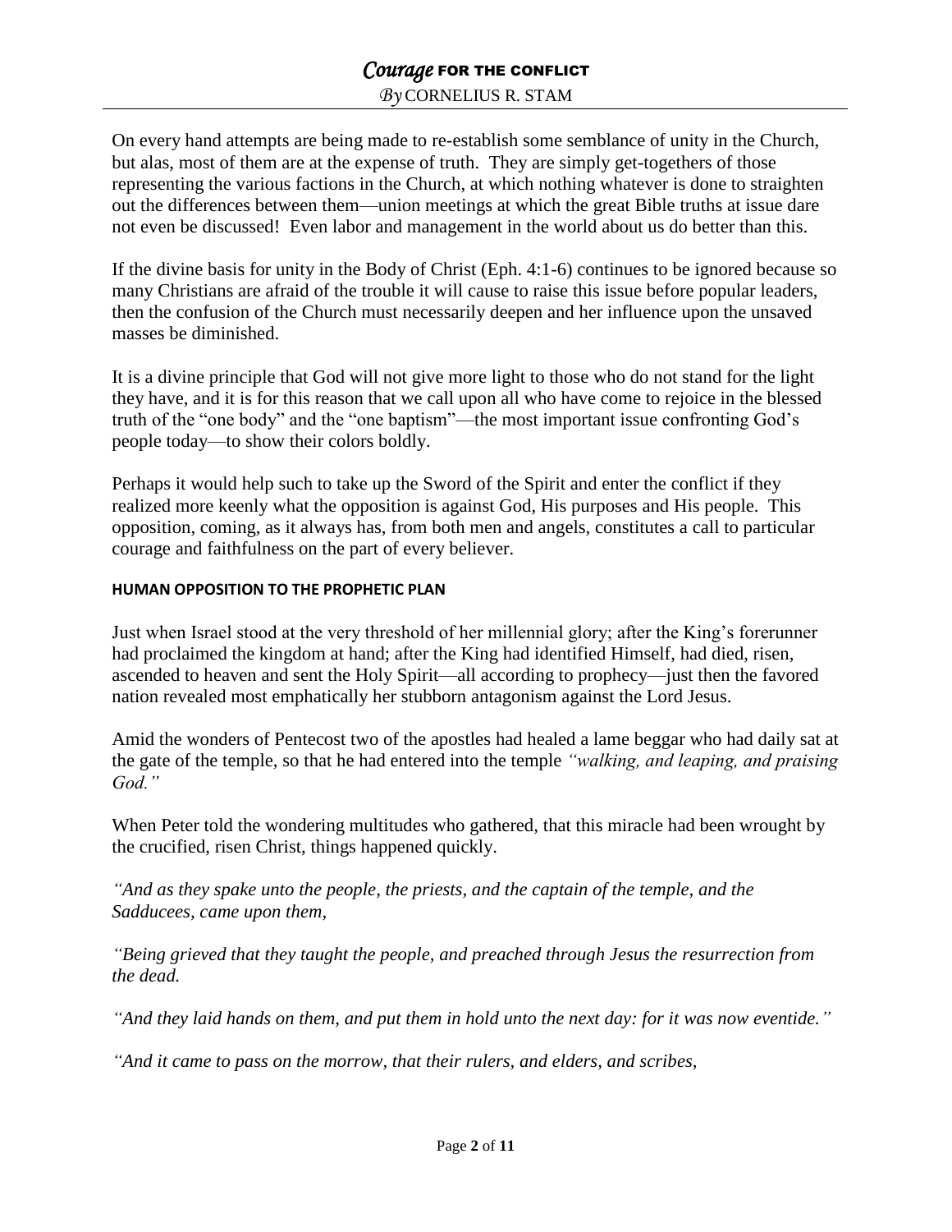On every hand attempts are being made to re-establish some semblance of unity in the Church, but alas, most of them are at the expense of truth. They are simply get-togethers of those representing the various factions in the Church, at which nothing whatever is done to straighten out the differences between them—union meetings at which the great Bible truths at issue dare not even be discussed! Even labor and management in the world about us do better than this.

If the divine basis for unity in the Body of Christ (Eph. 4:1-6) continues to be ignored because so many Christians are afraid of the trouble it will cause to raise this issue before popular leaders, then the confusion of the Church must necessarily deepen and her influence upon the unsaved masses be diminished.

It is a divine principle that God will not give more light to those who do not stand for the light they have, and it is for this reason that we call upon all who have come to rejoice in the blessed truth of the "one body" and the "one baptism"—the most important issue confronting God's people today—to show their colors boldly.

Perhaps it would help such to take up the Sword of the Spirit and enter the conflict if they realized more keenly what the opposition is against God, His purposes and His people. This opposition, coming, as it always has, from both men and angels, constitutes a call to particular courage and faithfulness on the part of every believer.

#### **HUMAN OPPOSITION TO THE PROPHETIC PLAN**

Just when Israel stood at the very threshold of her millennial glory; after the King's forerunner had proclaimed the kingdom at hand; after the King had identified Himself, had died, risen, ascended to heaven and sent the Holy Spirit—all according to prophecy—just then the favored nation revealed most emphatically her stubborn antagonism against the Lord Jesus.

Amid the wonders of Pentecost two of the apostles had healed a lame beggar who had daily sat at the gate of the temple, so that he had entered into the temple *"walking, and leaping, and praising God."*

When Peter told the wondering multitudes who gathered, that this miracle had been wrought by the crucified, risen Christ, things happened quickly.

*"And as they spake unto the people, the priests, and the captain of the temple, and the Sadducees, came upon them,*

*"Being grieved that they taught the people, and preached through Jesus the resurrection from the dead.*

*"And they laid hands on them, and put them in hold unto the next day: for it was now eventide."*

*"And it came to pass on the morrow, that their rulers, and elders, and scribes,*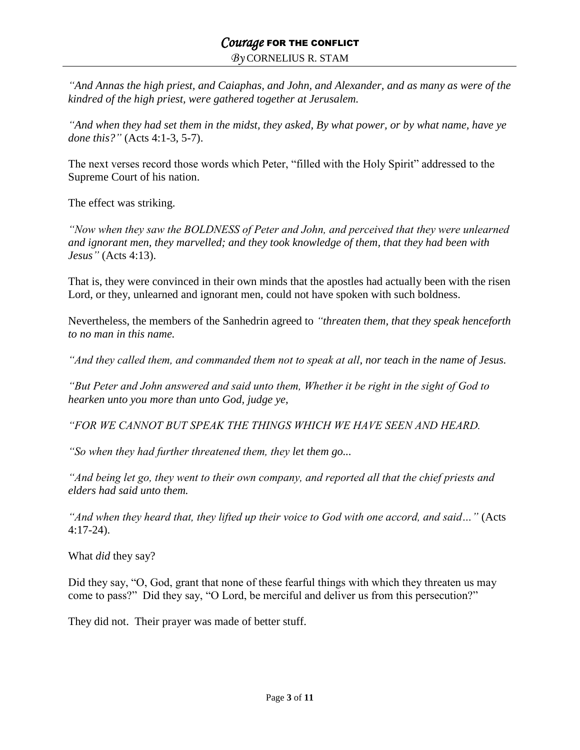*"And Annas the high priest, and Caiaphas, and John, and Alexander, and as many as were of the kindred of the high priest, were gathered together at Jerusalem.*

*"And when they had set them in the midst, they asked, By what power, or by what name, have ye done this?"* (Acts 4:1-3, 5-7).

The next verses record those words which Peter, "filled with the Holy Spirit" addressed to the Supreme Court of his nation.

The effect was striking.

*"Now when they saw the BOLDNESS of Peter and John, and perceived that they were unlearned and ignorant men, they marvelled; and they took knowledge of them, that they had been with Jesus"* (Acts 4:13).

That is, they were convinced in their own minds that the apostles had actually been with the risen Lord, or they, unlearned and ignorant men, could not have spoken with such boldness.

Nevertheless, the members of the Sanhedrin agreed to *"threaten them, that they speak henceforth to no man in this name.*

*"And they called them, and commanded them not to speak at all, nor teach in the name of Jesus.*

*"But Peter and John answered and said unto them, Whether it be right in the sight of God to hearken unto you more than unto God, judge ye,*

*"FOR WE CANNOT BUT SPEAK THE THINGS WHICH WE HAVE SEEN AND HEARD.*

*"So when they had further threatened them, they let them go...*

*"And being let go, they went to their own company, and reported all that the chief priests and elders had said unto them.*

*"And when they heard that, they lifted up their voice to God with one accord, and said…"* (Acts 4:17-24).

What *did* they say?

Did they say, "O, God, grant that none of these fearful things with which they threaten us may come to pass?" Did they say, "O Lord, be merciful and deliver us from this persecution?"

They did not. Their prayer was made of better stuff.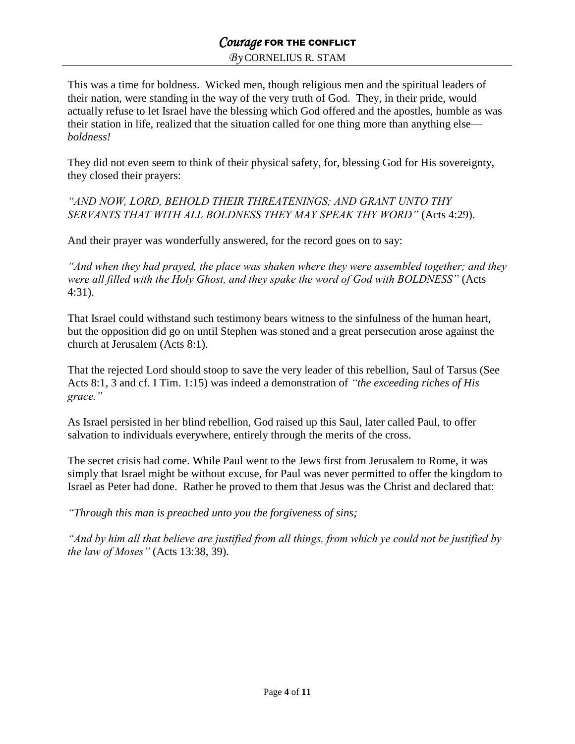This was a time for boldness. Wicked men, though religious men and the spiritual leaders of their nation, were standing in the way of the very truth of God. They, in their pride, would actually refuse to let Israel have the blessing which God offered and the apostles, humble as was their station in life, realized that the situation called for one thing more than anything else—*boldness!*

They did not even seem to think of their physical safety, for, blessing God for His sovereignty, they closed their prayers:

*"AND NOW, LORD, BEHOLD THEIR THREATENINGS; AND GRANT UNTO THY SERVANTS THAT WITH ALL BOLDNESS THEY MAY SPEAK THY WORD"* (Acts 4:29).

And their prayer was wonderfully answered, for the record goes on to say:

*"And when they had prayed, the place was shaken where they were assembled together; and they were all filled with the Holy Ghost, and they spake the word of God with BOLDNESS"* (Acts 4:31).

That Israel could withstand such testimony bears witness to the sinfulness of the human heart, but the opposition did go on until Stephen was stoned and a great persecution arose against the church at Jerusalem (Acts 8:1).

That the rejected Lord should stoop to save the very leader of this rebellion, Saul of Tarsus (See Acts 8:1, 3 and cf. I Tim. 1:15) was indeed a demonstration of *"the exceeding riches of His grace."*

As Israel persisted in her blind rebellion, God raised up this Saul, later called Paul, to offer salvation to individuals everywhere, entirely through the merits of the cross.

The secret crisis had come. While Paul went to the Jews first from Jerusalem to Rome, it was simply that Israel might be without excuse, for Paul was never permitted to offer the kingdom to Israel as Peter had done. Rather he proved to them that Jesus was the Christ and declared that:

*"Through this man is preached unto you the forgiveness of sins;*

*"And by him all that believe are justified from all things, from which ye could not be justified by the law of Moses"* (Acts 13:38, 39).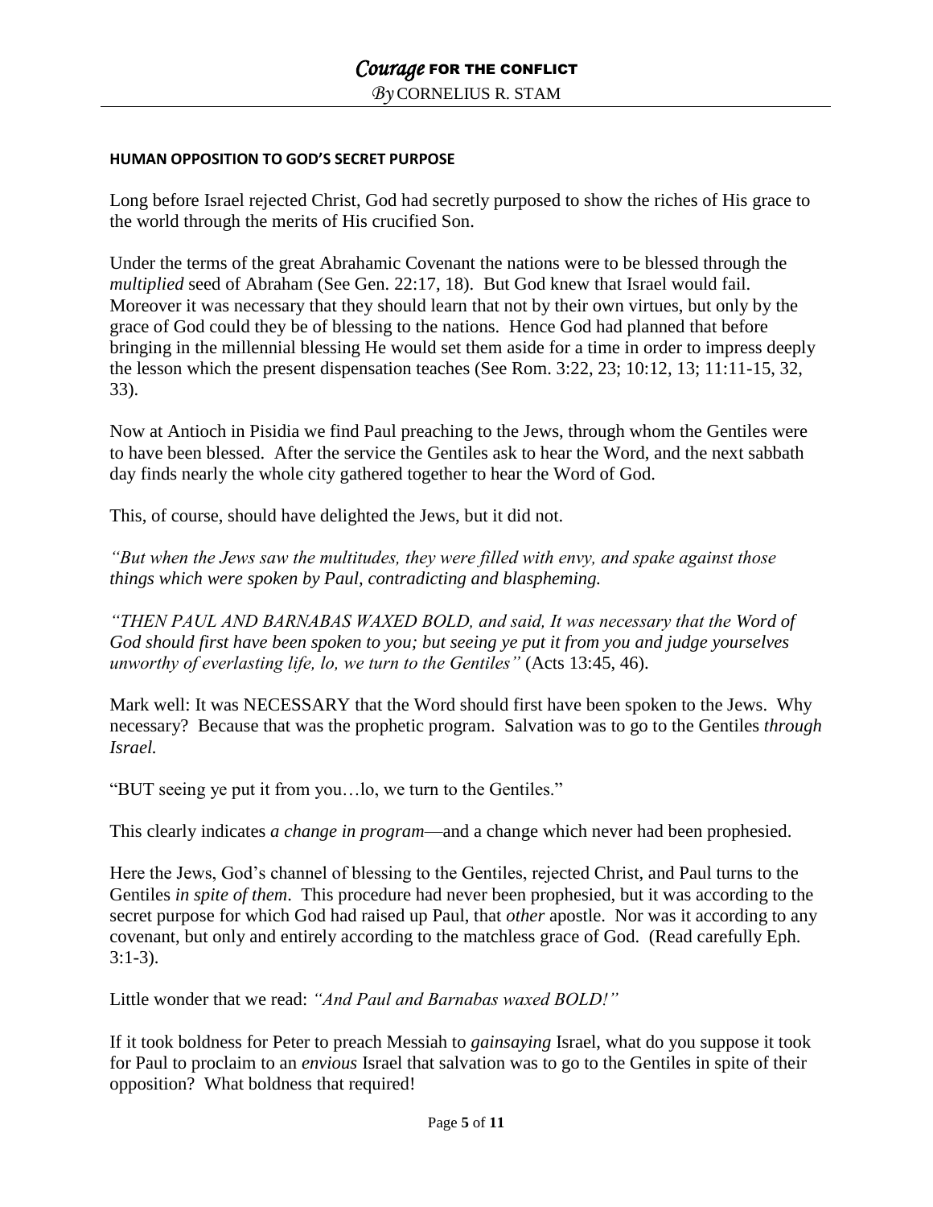**HUMAN OPPOSITION TO GOD'S SECRET PURPOSE**

Long before Israel rejected Christ, God had secretly purposed to show the riches of His grace to the world through the merits of His crucified Son.

Under the terms of the great Abrahamic Covenant the nations were to be blessed through the *multiplied* seed of Abraham (See Gen. 22:17, 18). But God knew that Israel would fail. Moreover it was necessary that they should learn that not by their own virtues, but only by the grace of God could they be of blessing to the nations. Hence God had planned that before bringing in the millennial blessing He would set them aside for a time in order to impress deeply the lesson which the present dispensation teaches (See Rom. 3:22, 23; 10:12, 13; 11:11-15, 32, 33).

Now at Antioch in Pisidia we find Paul preaching to the Jews, through whom the Gentiles were to have been blessed. After the service the Gentiles ask to hear the Word, and the next sabbath day finds nearly the whole city gathered together to hear the Word of God.

This, of course, should have delighted the Jews, but it did not.

*"But when the Jews saw the multitudes, they were filled with envy, and spake against those things which were spoken by Paul, contradicting and blaspheming.*

*"THEN PAUL AND BARNABAS WAXED BOLD, and said, It was necessary that the Word of God should first have been spoken to you; but seeing ye put it from you and judge yourselves unworthy of everlasting life, lo, we turn to the Gentiles"* (Acts 13:45, 46).

Mark well: It was NECESSARY that the Word should first have been spoken to the Jews. Why necessary? Because that was the prophetic program. Salvation was to go to the Gentiles *through Israel.*

"BUT seeing ye put it from you…lo, we turn to the Gentiles."

This clearly indicates *a change in program*—and a change which never had been prophesied.

Here the Jews, God's channel of blessing to the Gentiles, rejected Christ, and Paul turns to the Gentiles *in spite of them*. This procedure had never been prophesied, but it was according to the secret purpose for which God had raised up Paul, that *other* apostle. Nor was it according to any covenant, but only and entirely according to the matchless grace of God. (Read carefully Eph. 3:1-3).

Little wonder that we read: *"And Paul and Barnabas waxed BOLD!"*

If it took boldness for Peter to preach Messiah to *gainsaying* Israel, what do you suppose it took for Paul to proclaim to an *envious* Israel that salvation was to go to the Gentiles in spite of their opposition? What boldness that required!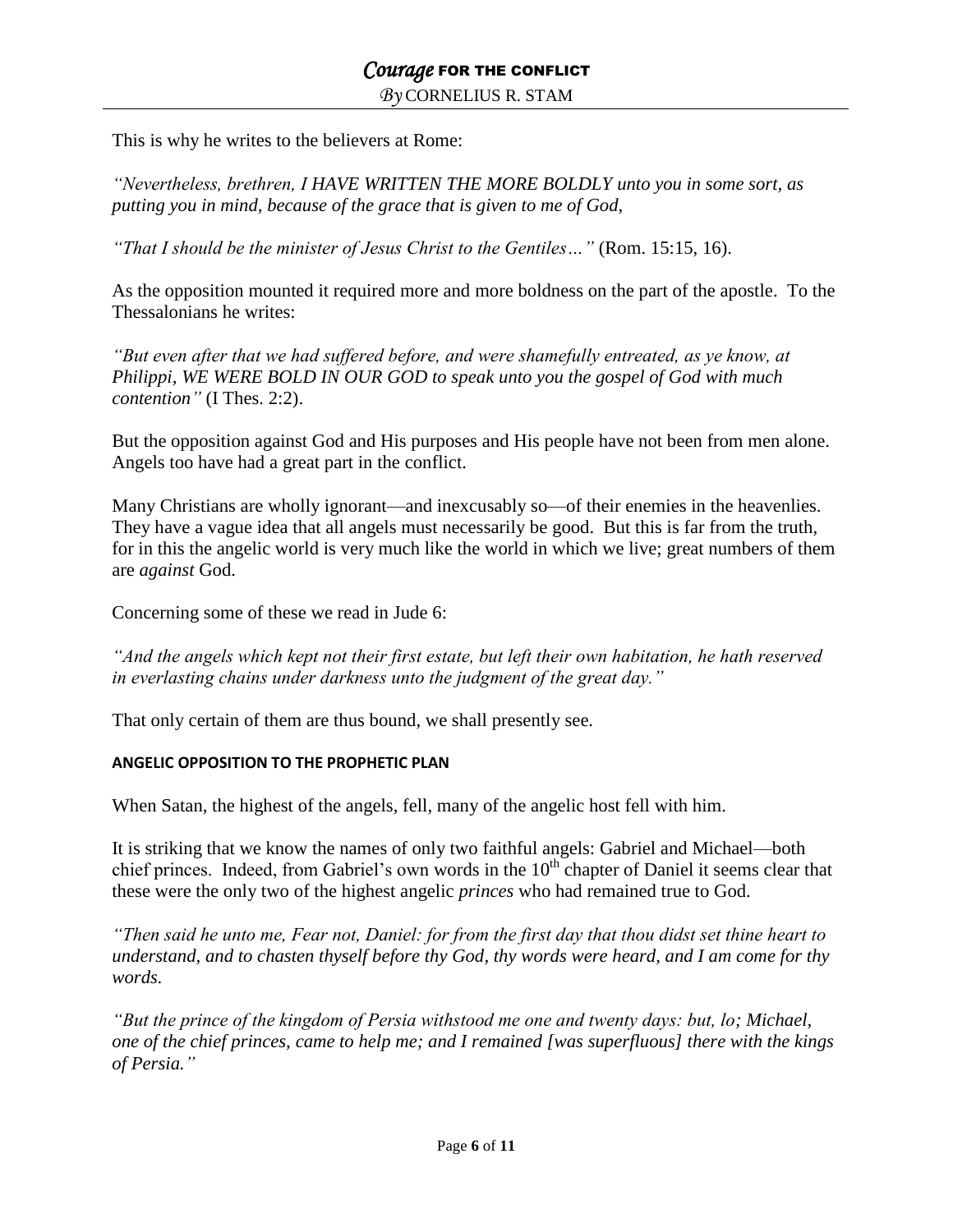This is why he writes to the believers at Rome:

*"Nevertheless, brethren, I HAVE WRITTEN THE MORE BOLDLY unto you in some sort, as putting you in mind, because of the grace that is given to me of God,*

*"That I should be the minister of Jesus Christ to the Gentiles…"* (Rom. 15:15, 16).

As the opposition mounted it required more and more boldness on the part of the apostle. To the Thessalonians he writes:

*"But even after that we had suffered before, and were shamefully entreated, as ye know, at Philippi, WE WERE BOLD IN OUR GOD to speak unto you the gospel of God with much contention"* (I Thes. 2:2).

But the opposition against God and His purposes and His people have not been from men alone. Angels too have had a great part in the conflict.

Many Christians are wholly ignorant—and inexcusably so—of their enemies in the heavenlies. They have a vague idea that all angels must necessarily be good. But this is far from the truth, for in this the angelic world is very much like the world in which we live; great numbers of them are *against* God.

Concerning some of these we read in Jude 6:

*"And the angels which kept not their first estate, but left their own habitation, he hath reserved in everlasting chains under darkness unto the judgment of the great day."*

That only certain of them are thus bound, we shall presently see.

#### ANGELIC OPPOSITION TO THE PROPHETIC PLAN

When Satan, the highest of the angels, fell, many of the angelic host fell with him.

It is striking that we know the names of only two faithful angels: Gabriel and Michael—both chief princes. Indeed, from Gabriel's own words in the 10th chapter of Daniel it seems clear that these were the only two of the highest angelic *princes* who had remained true to God.

*"Then said he unto me, Fear not, Daniel: for from the first day that thou didst set thine heart to understand, and to chasten thyself before thy God, thy words were heard, and I am come for thy words.*

*"But the prince of the kingdom of Persia withstood me one and twenty days: but, lo; Michael, one of the chief princes, came to help me; and I remained [was superfluous] there with the kings of Persia."*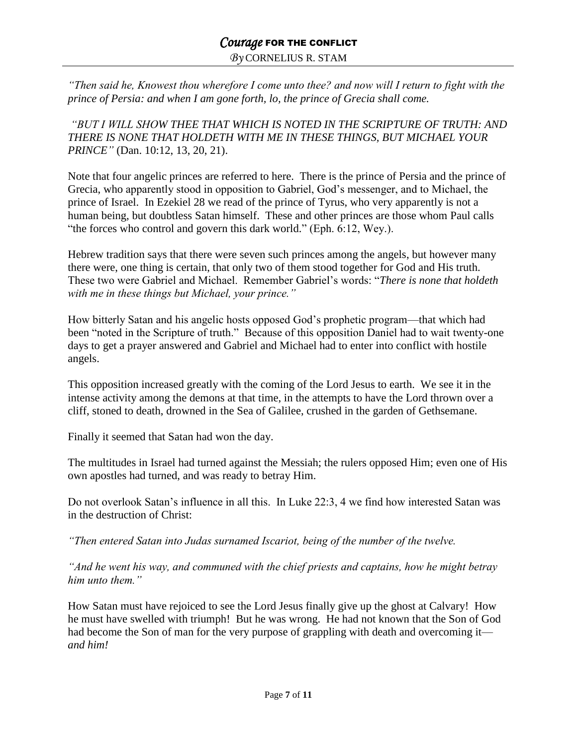*"Then said he, Knowest thou wherefore I come unto thee? and now will I return to fight with the prince of Persia: and when I am gone forth, lo, the prince of Grecia shall come.*

*"BUT I WILL SHOW THEE THAT WHICH IS NOTED IN THE SCRIPTURE OF TRUTH: AND THERE IS NONE THAT HOLDETH WITH ME IN THESE THINGS, BUT MICHAEL YOUR PRINCE"* (Dan. 10:12, 13, 20, 21).

Note that four angelic princes are referred to here. There is the prince of Persia and the prince of Grecia, who apparently stood in opposition to Gabriel, God's messenger, and to Michael, the prince of Israel. In Ezekiel 28 we read of the prince of Tyrus, who very apparently is not a human being, but doubtless Satan himself. These and other princes are those whom Paul calls "the forces who control and govern this dark world." (Eph. 6:12, Wey.).

Hebrew tradition says that there were seven such princes among the angels, but however many there were, one thing is certain, that only two of them stood together for God and His truth. These two were Gabriel and Michael. Remember Gabriel's words: "*There is none that holdeth with me in these things but Michael, your prince."*

How bitterly Satan and his angelic hosts opposed God's prophetic program—that which had been "noted in the Scripture of truth." Because of this opposition Daniel had to wait twenty-one days to get a prayer answered and Gabriel and Michael had to enter into conflict with hostile angels.

This opposition increased greatly with the coming of the Lord Jesus to earth. We see it in the intense activity among the demons at that time, in the attempts to have the Lord thrown over a cliff, stoned to death, drowned in the Sea of Galilee, crushed in the garden of Gethsemane.

Finally it seemed that Satan had won the day.

The multitudes in Israel had turned against the Messiah; the rulers opposed Him; even one of His own apostles had turned, and was ready to betray Him.

Do not overlook Satan's influence in all this. In Luke 22:3, 4 we find how interested Satan was in the destruction of Christ:

*"Then entered Satan into Judas surnamed Iscariot, being of the number of the twelve.*

*"And he went his way, and communed with the chief priests and captains, how he might betray him unto them."*

How Satan must have rejoiced to see the Lord Jesus finally give up the ghost at Calvary! How he must have swelled with triumph! But he was wrong. He had not known that the Son of God had become the Son of man for the very purpose of grappling with death and overcoming it—*and him!*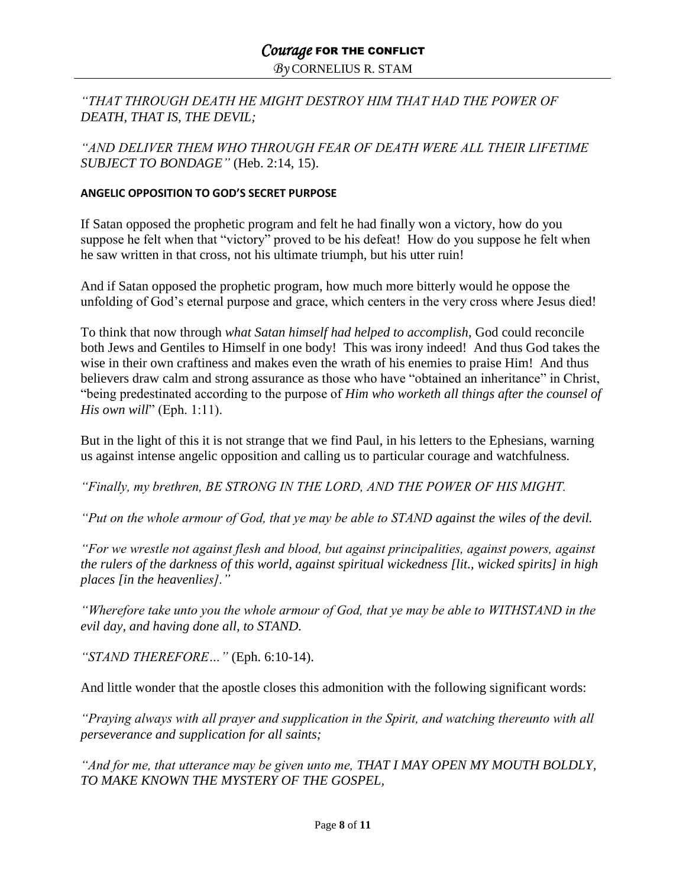*"THAT THROUGH DEATH HE MIGHT DESTROY HIM THAT HAD THE POWER OF DEATH, THAT IS, THE DEVIL;*

*"AND DELIVER THEM WHO THROUGH FEAR OF DEATH WERE ALL THEIR LIFETIME SUBJECT TO BONDAGE"* (Heb. 2:14, 15).

**ANGELIC OPPOSITION TO GOD'S SECRET PURPOSE**

If Satan opposed the prophetic program and felt he had finally won a victory, how do you suppose he felt when that "victory" proved to be his defeat! How do you suppose he felt when he saw written in that cross, not his ultimate triumph, but his utter ruin!

And if Satan opposed the prophetic program, how much more bitterly would he oppose the unfolding of God's eternal purpose and grace, which centers in the very cross where Jesus died!

To think that now through *what Satan himself had helped to accomplish*, God could reconcile both Jews and Gentiles to Himself in one body! This was irony indeed! And thus God takes the wise in their own craftiness and makes even the wrath of his enemies to praise Him! And thus believers draw calm and strong assurance as those who have "obtained an inheritance" in Christ, "being predestinated according to the purpose of *Him who worketh all things after the counsel of His own will*" (Eph. 1:11).

But in the light of this it is not strange that we find Paul, in his letters to the Ephesians, warning us against intense angelic opposition and calling us to particular courage and watchfulness.

*"Finally, my brethren, BE STRONG IN THE LORD, AND THE POWER OF HIS MIGHT.*

*"Put on the whole armour of God, that ye may be able to STAND against the wiles of the devil.*

*"For we wrestle not against flesh and blood, but against principalities, against powers, against the rulers of the darkness of this world, against spiritual wickedness [lit., wicked spirits] in high places [in the heavenlies]."*

*"Wherefore take unto you the whole armour of God, that ye may be able to WITHSTAND in the evil day, and having done all, to STAND.*

*"STAND THEREFORE…"* (Eph. 6:10-14).

And little wonder that the apostle closes this admonition with the following significant words:

*"Praying always with all prayer and supplication in the Spirit, and watching thereunto with all perseverance and supplication for all saints;*

*"And for me, that utterance may be given unto me, THAT I MAY OPEN MY MOUTH BOLDLY, TO MAKE KNOWN THE MYSTERY OF THE GOSPEL,*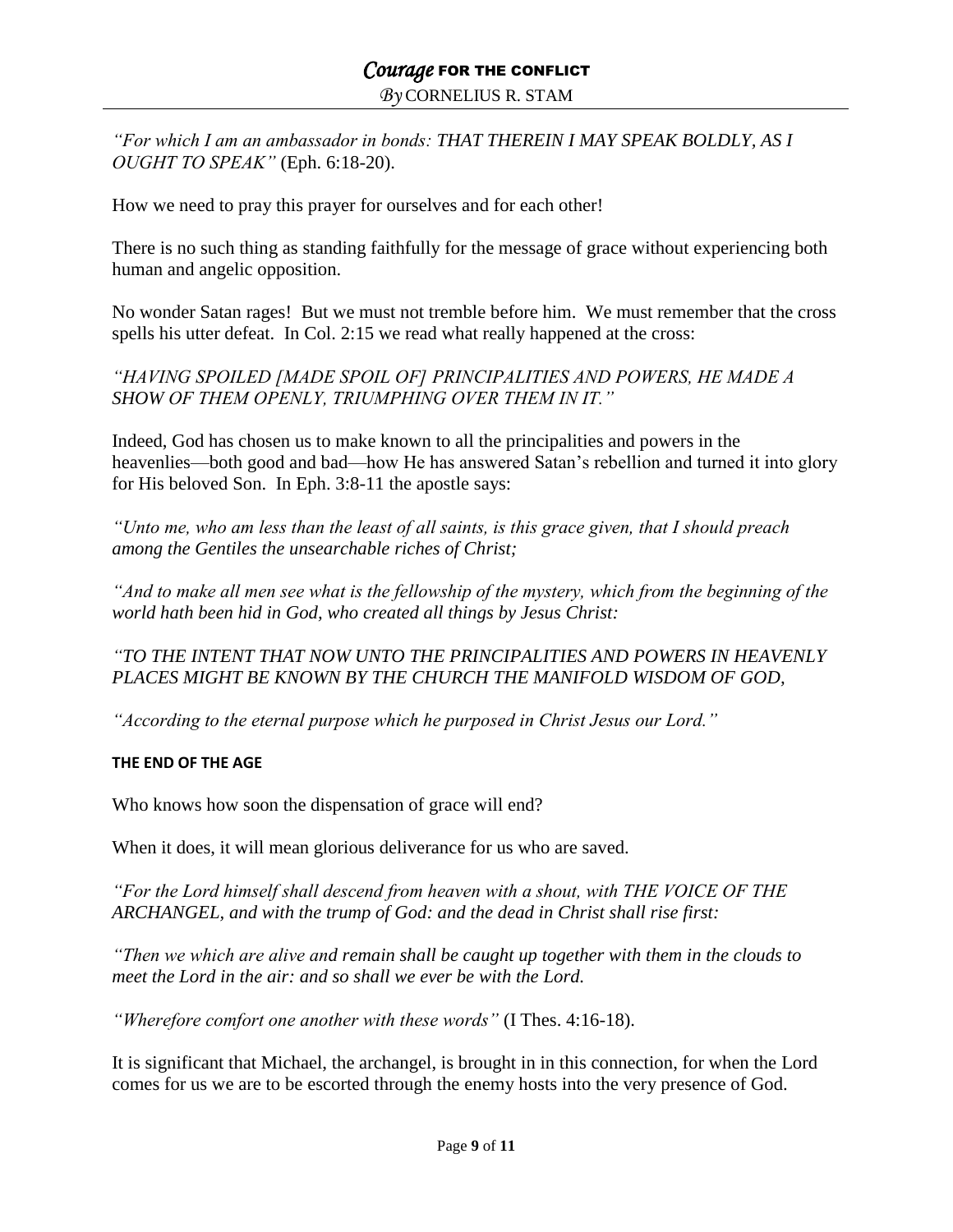*"For which I am an ambassador in bonds: THAT THEREIN I MAY SPEAK BOLDLY, AS I OUGHT TO SPEAK"* (Eph. 6:18-20).

How we need to pray this prayer for ourselves and for each other!

There is no such thing as standing faithfully for the message of grace without experiencing both human and angelic opposition.

No wonder Satan rages! But we must not tremble before him. We must remember that the cross spells his utter defeat. In Col. 2:15 we read what really happened at the cross:

*"HAVING SPOILED [MADE SPOIL OF] PRINCIPALITIES AND POWERS, HE MADE A SHOW OF THEM OPENLY, TRIUMPHING OVER THEM IN IT."*

Indeed, God has chosen us to make known to all the principalities and powers in the heavenlies—both good and bad—how He has answered Satan's rebellion and turned it into glory for His beloved Son. In Eph. 3:8-11 the apostle says:

*"Unto me, who am less than the least of all saints, is this grace given, that I should preach among the Gentiles the unsearchable riches of Christ;*

*"And to make all men see what is the fellowship of the mystery, which from the beginning of the world hath been hid in God, who created all things by Jesus Christ:*

*"TO THE INTENT THAT NOW UNTO THE PRINCIPALITIES AND POWERS IN HEAVENLY PLACES MIGHT BE KNOWN BY THE CHURCH THE MANIFOLD WISDOM OF GOD,*

*"According to the eternal purpose which he purposed in Christ Jesus our Lord."*

**THE END OF THE AGE**

Who knows how soon the dispensation of grace will end?

When it does, it will mean glorious deliverance for us who are saved.

*"For the Lord himself shall descend from heaven with a shout, with THE VOICE OF THE ARCHANGEL, and with the trump of God: and the dead in Christ shall rise first:*

*"Then we which are alive and remain shall be caught up together with them in the clouds to meet the Lord in the air: and so shall we ever be with the Lord.*

*"Wherefore comfort one another with these words"* (I Thes. 4:16-18).

It is significant that Michael, the archangel, is brought in in this connection, for when the Lord comes for us we are to be escorted through the enemy hosts into the very presence of God.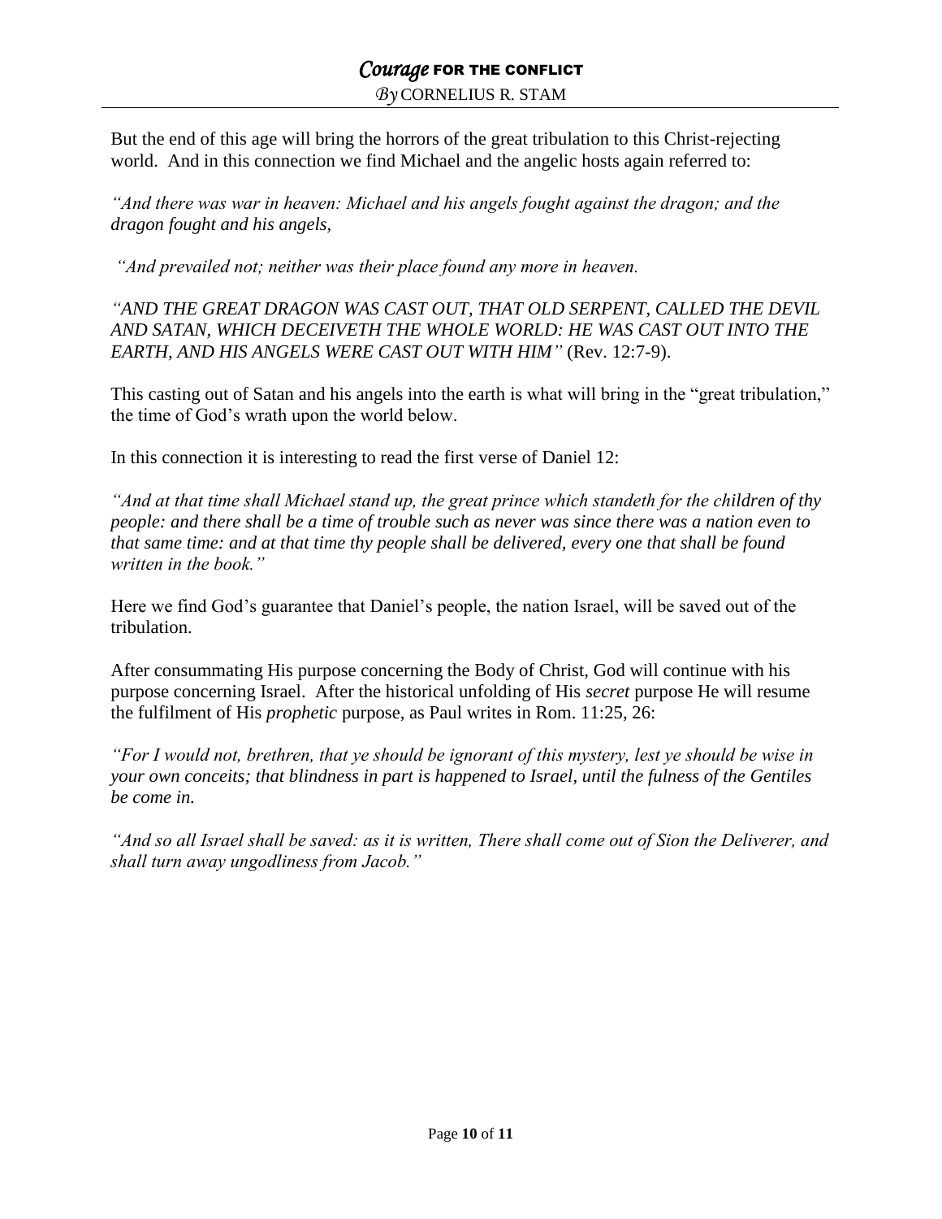But the end of this age will bring the horrors of the great tribulation to this Christ-rejecting world. And in this connection we find Michael and the angelic hosts again referred to:

*"And there was war in heaven: Michael and his angels fought against the dragon; and the dragon fought and his angels,*

*"And prevailed not; neither was their place found any more in heaven.*

*"AND THE GREAT DRAGON WAS CAST OUT, THAT OLD SERPENT, CALLED THE DEVIL AND SATAN, WHICH DECEIVETH THE WHOLE WORLD: HE WAS CAST OUT INTO THE EARTH, AND HIS ANGELS WERE CAST OUT WITH HIM"* (Rev. 12:7-9).

This casting out of Satan and his angels into the earth is what will bring in the "great tribulation," the time of God's wrath upon the world below.

In this connection it is interesting to read the first verse of Daniel 12:

*"And at that time shall Michael stand up, the great prince which standeth for the children of thy people: and there shall be a time of trouble such as never was since there was a nation even to that same time: and at that time thy people shall be delivered, every one that shall be found written in the book."*

Here we find God's guarantee that Daniel's people, the nation Israel, will be saved out of the tribulation.

After consummating His purpose concerning the Body of Christ, God will continue with his purpose concerning Israel. After the historical unfolding of His *secret* purpose He will resume the fulfilment of His *prophetic* purpose, as Paul writes in Rom. 11:25, 26:

*"For I would not, brethren, that ye should be ignorant of this mystery, lest ye should be wise in your own conceits; that blindness in part is happened to Israel, until the fulness of the Gentiles be come in.*

*"And so all Israel shall be saved: as it is written, There shall come out of Sion the Deliverer, and shall turn away ungodliness from Jacob."*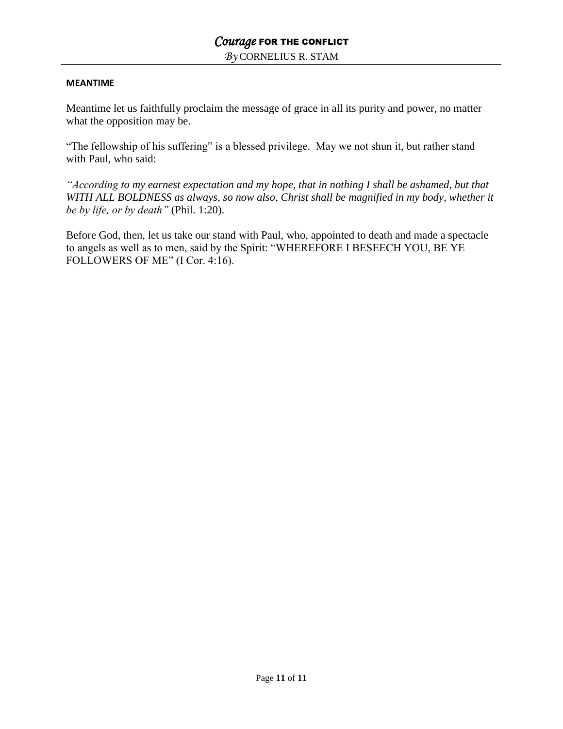**MEANTIME**

Meantime let us faithfully proclaim the message of grace in all its purity and power, no matter what the opposition may be.

"The fellowship of his suffering" is a blessed privilege. May we not shun it, but rather stand with Paul, who said:

*"According to my earnest expectation and my hope, that in nothing I shall be ashamed, but that WITH ALL BOLDNESS as always, so now also, Christ shall be magnified in my body, whether it be by life, or by death"* (Phil. 1:20).

Before God, then, let us take our stand with Paul, who, appointed to death and made a spectacle to angels as well as to men, said by the Spirit: "WHEREFORE I BESEECH YOU, BE YE FOLLOWERS OF ME" (I Cor. 4:16).